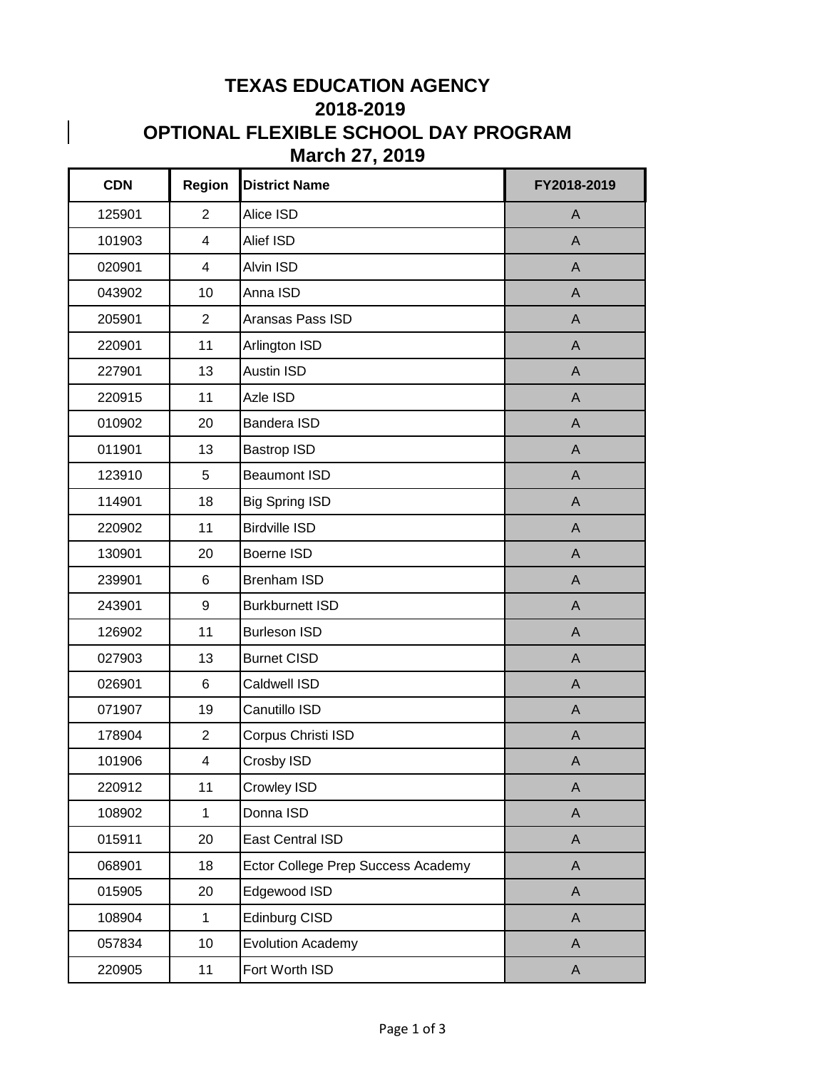# TEXAS EDUCATION AGENCY
# 2018-2019
# OPTIONAL FLEXIBLE SCHOOL DAY PROGRAM
# March 27, 2019

| CDN | Region | District Name | FY2018-2019 |
|---|---|---|---|
| 125901 | 2 | Alice ISD | A |
| 101903 | 4 | Alief ISD | A |
| 020901 | 4 | Alvin ISD | A |
| 043902 | 10 | Anna ISD | A |
| 205901 | 2 | Aransas Pass ISD | A |
| 220901 | 11 | Arlington ISD | A |
| 227901 | 13 | Austin ISD | A |
| 220915 | 11 | Azle ISD | A |
| 010902 | 20 | Bandera ISD | A |
| 011901 | 13 | Bastrop ISD | A |
| 123910 | 5 | Beaumont ISD | A |
| 114901 | 18 | Big Spring ISD | A |
| 220902 | 11 | Birdville ISD | A |
| 130901 | 20 | Boerne ISD | A |
| 239901 | 6 | Brenham ISD | A |
| 243901 | 9 | Burkburnett ISD | A |
| 126902 | 11 | Burleson ISD | A |
| 027903 | 13 | Burnet CISD | A |
| 026901 | 6 | Caldwell ISD | A |
| 071907 | 19 | Canutillo ISD | A |
| 178904 | 2 | Corpus Christi ISD | A |
| 101906 | 4 | Crosby ISD | A |
| 220912 | 11 | Crowley ISD | A |
| 108902 | 1 | Donna ISD | A |
| 015911 | 20 | East Central ISD | A |
| 068901 | 18 | Ector College Prep Success Academy | A |
| 015905 | 20 | Edgewood ISD | A |
| 108904 | 1 | Edinburg CISD | A |
| 057834 | 10 | Evolution Academy | A |
| 220905 | 11 | Fort Worth ISD | A |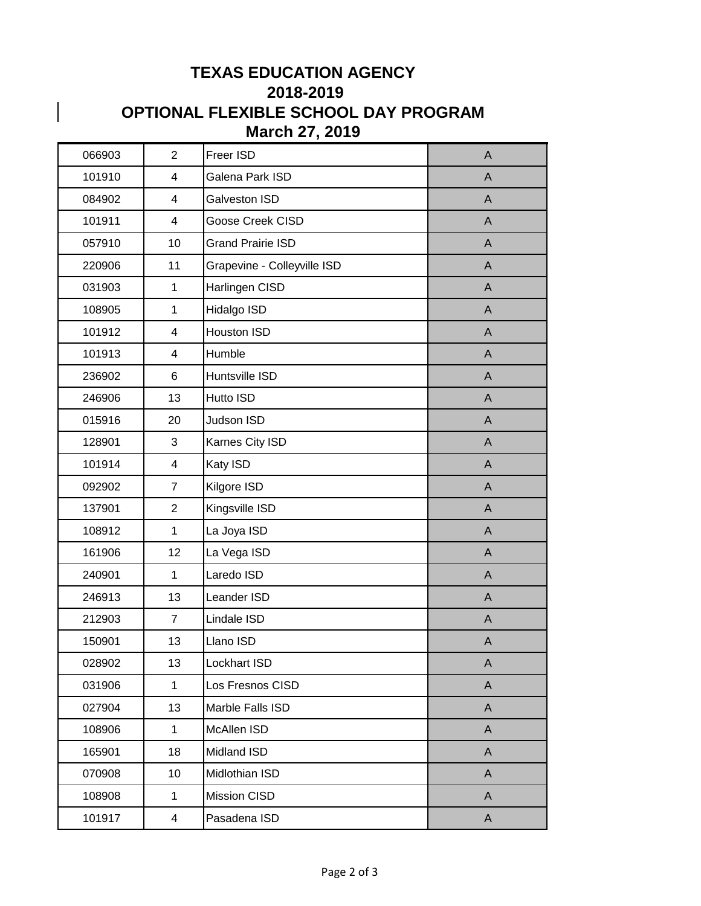# TEXAS EDUCATION AGENCY
# 2018-2019
# OPTIONAL FLEXIBLE SCHOOL DAY PROGRAM
# March 27, 2019

| | | | |
|---|---|---|---|
| 066903 | 2 | Freer ISD | A |
| 101910 | 4 | Galena Park ISD | A |
| 084902 | 4 | Galveston ISD | A |
| 101911 | 4 | Goose Creek CISD | A |
| 057910 | 10 | Grand Prairie ISD | A |
| 220906 | 11 | Grapevine - Colleyville ISD | A |
| 031903 | 1 | Harlingen CISD | A |
| 108905 | 1 | Hidalgo ISD | A |
| 101912 | 4 | Houston ISD | A |
| 101913 | 4 | Humble | A |
| 236902 | 6 | Huntsville ISD | A |
| 246906 | 13 | Hutto ISD | A |
| 015916 | 20 | Judson ISD | A |
| 128901 | 3 | Karnes City ISD | A |
| 101914 | 4 | Katy ISD | A |
| 092902 | 7 | Kilgore ISD | A |
| 137901 | 2 | Kingsville ISD | A |
| 108912 | 1 | La Joya ISD | A |
| 161906 | 12 | La Vega ISD | A |
| 240901 | 1 | Laredo ISD | A |
| 246913 | 13 | Leander ISD | A |
| 212903 | 7 | Lindale ISD | A |
| 150901 | 13 | Llano ISD | A |
| 028902 | 13 | Lockhart ISD | A |
| 031906 | 1 | Los Fresnos CISD | A |
| 027904 | 13 | Marble Falls ISD | A |
| 108906 | 1 | McAllen ISD | A |
| 165901 | 18 | Midland ISD | A |
| 070908 | 10 | Midlothian ISD | A |
| 108908 | 1 | Mission CISD | A |
| 101917 | 4 | Pasadena ISD | A |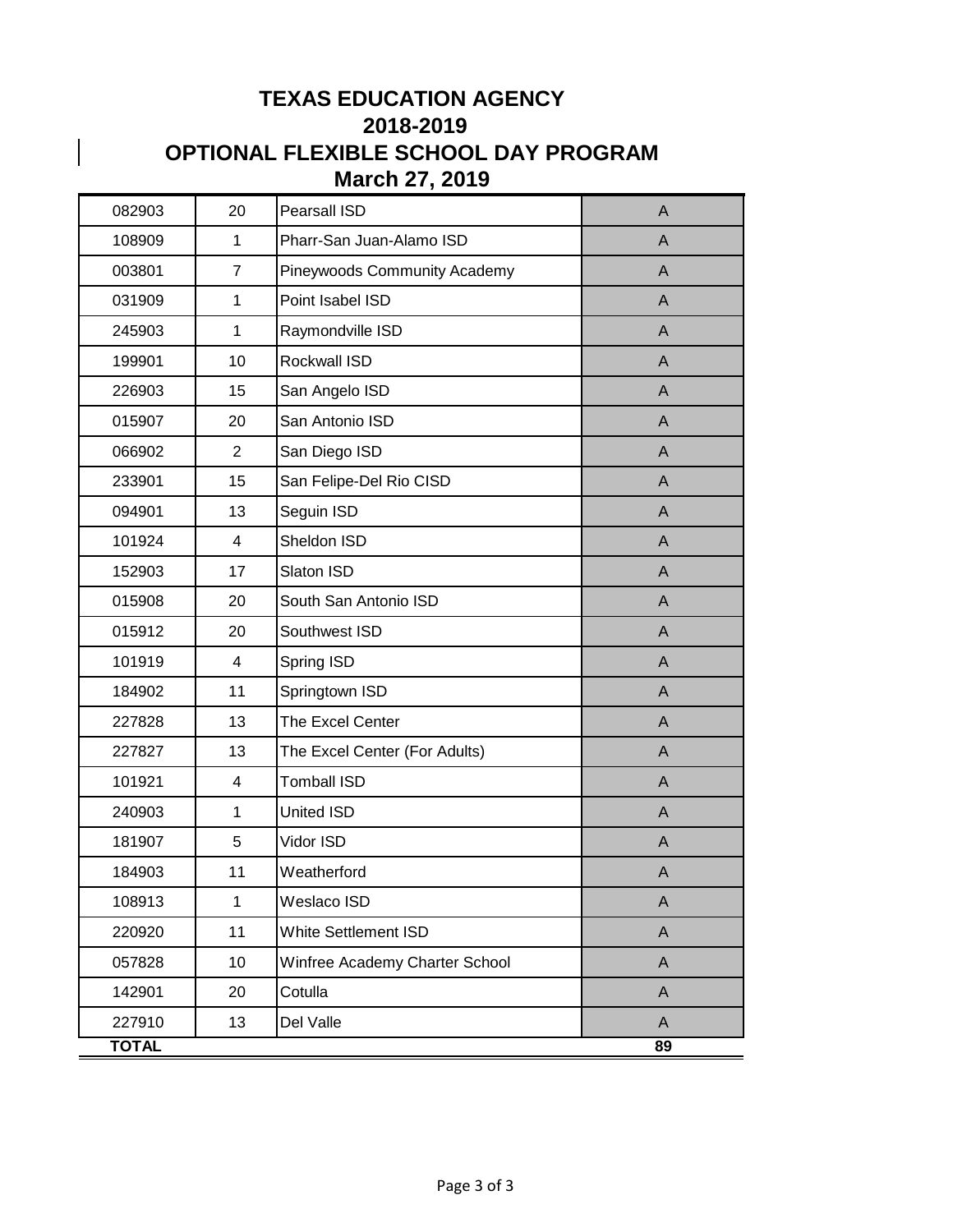# TEXAS EDUCATION AGENCY
# 2018-2019
# OPTIONAL FLEXIBLE SCHOOL DAY PROGRAM
# March 27, 2019

| | | | |
|---|---|---|---|
| 082903 | 20 | Pearsall ISD | A |
| 108909 | 1 | Pharr-San Juan-Alamo ISD | A |
| 003801 | 7 | Pineywoods Community Academy | A |
| 031909 | 1 | Point Isabel ISD | A |
| 245903 | 1 | Raymondville ISD | A |
| 199901 | 10 | Rockwall ISD | A |
| 226903 | 15 | San Angelo ISD | A |
| 015907 | 20 | San Antonio ISD | A |
| 066902 | 2 | San Diego ISD | A |
| 233901 | 15 | San Felipe-Del Rio CISD | A |
| 094901 | 13 | Seguin ISD | A |
| 101924 | 4 | Sheldon ISD | A |
| 152903 | 17 | Slaton ISD | A |
| 015908 | 20 | South San Antonio ISD | A |
| 015912 | 20 | Southwest ISD | A |
| 101919 | 4 | Spring ISD | A |
| 184902 | 11 | Springtown ISD | A |
| 227828 | 13 | The Excel Center | A |
| 227827 | 13 | The Excel Center (For Adults) | A |
| 101921 | 4 | Tomball ISD | A |
| 240903 | 1 | United ISD | A |
| 181907 | 5 | Vidor ISD | A |
| 184903 | 11 | Weatherford | A |
| 108913 | 1 | Weslaco ISD | A |
| 220920 | 11 | White Settlement ISD | A |
| 057828 | 10 | Winfree Academy Charter School | A |
| 142901 | 20 | Cotulla | A |
| 227910 | 13 | Del Valle | A |
| **TOTAL** | | | **89** |